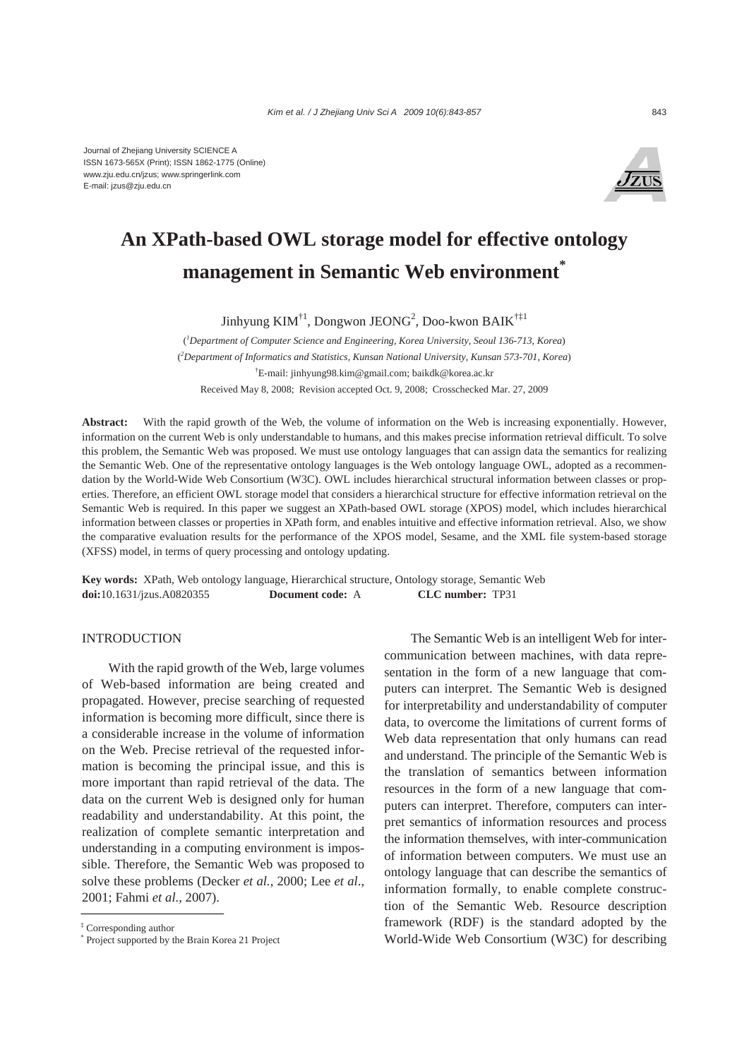Journal of Zhejiang University SCIENCE A
ISSN 1673-565X (Print); ISSN 1862-1775 (Online)
www.zju.edu.cn/jzus; www.springerlink.com
E-mail: jzus@zju.edu.cn

# An XPath-based OWL storage model for effective ontology management in Semantic Web environment[*]

Jinhyung KIM[†1], Dongwon JEONG[2], Doo-kwon BAIK[†‡1]

([1]*Department of Computer Science and Engineering, Korea University, Seoul 136-713, Korea*)
([2]*Department of Informatics and Statistics, Kunsan National University, Kunsan 573-701, Korea*)
[†]E-mail: jinhyung98.kim@gmail.com; baikdk@korea.ac.kr
Received May 8, 2008; Revision accepted Oct. 9, 2008; Crosschecked Mar. 27, 2009

**Abstract:** With the rapid growth of the Web, the volume of information on the Web is increasing exponentially. However, information on the current Web is only understandable to humans, and this makes precise information retrieval difficult. To solve this problem, the Semantic Web was proposed. We must use ontology languages that can assign data the semantics for realizing the Semantic Web. One of the representative ontology languages is the Web ontology language OWL, adopted as a recommendation by the World-Wide Web Consortium (W3C). OWL includes hierarchical structural information between classes or properties. Therefore, an efficient OWL storage model that considers a hierarchical structure for effective information retrieval on the Semantic Web is required. In this paper we suggest an XPath-based OWL storage (XPOS) model, which includes hierarchical information between classes or properties in XPath form, and enables intuitive and effective information retrieval. Also, we show the comparative evaluation results for the performance of the XPOS model, Sesame, and the XML file system-based storage (XFSS) model, in terms of query processing and ontology updating.

**Key words:** XPath, Web ontology language, Hierarchical structure, Ontology storage, Semantic Web
**doi:**10.1631/jzus.A0820355 **Document code:** A **CLC number:** TP31

## INTRODUCTION

With the rapid growth of the Web, large volumes of Web-based information are being created and propagated. However, precise searching of requested information is becoming more difficult, since there is a considerable increase in the volume of information on the Web. Precise retrieval of the requested information is becoming the principal issue, and this is more important than rapid retrieval of the data. The data on the current Web is designed only for human readability and understandability. At this point, the realization of complete semantic interpretation and understanding in a computing environment is impossible. Therefore, the Semantic Web was proposed to solve these problems (Decker *et al.*, 2000; Lee *et al.*, 2001; Fahmi *et al.*, 2007).

The Semantic Web is an intelligent Web for intercommunication between machines, with data representation in the form of a new language that computers can interpret. The Semantic Web is designed for interpretability and understandability of computer data, to overcome the limitations of current forms of Web data representation that only humans can read and understand. The principle of the Semantic Web is the translation of semantics between information resources in the form of a new language that computers can interpret. Therefore, computers can interpret semantics of information resources and process the information themselves, with inter-communication of information between computers. We must use an ontology language that can describe the semantics of information formally, to enable complete construction of the Semantic Web. Resource description framework (RDF) is the standard adopted by the World-Wide Web Consortium (W3C) for describing

[‡] Corresponding author
[*] Project supported by the Brain Korea 21 Project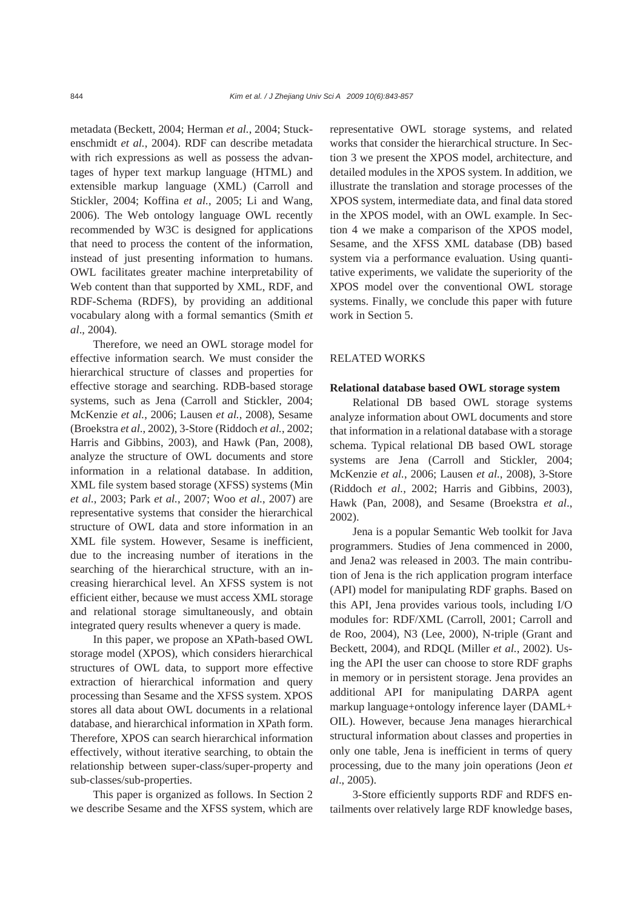metadata (Beckett, 2004; Herman *et al.*, 2004; Stuckenschmidt *et al.*, 2004). RDF can describe metadata with rich expressions as well as possess the advantages of hyper text markup language (HTML) and extensible markup language (XML) (Carroll and Stickler, 2004; Koffina *et al.*, 2005; Li and Wang, 2006). The Web ontology language OWL recently recommended by W3C is designed for applications that need to process the content of the information, instead of just presenting information to humans. OWL facilitates greater machine interpretability of Web content than that supported by XML, RDF, and RDF-Schema (RDFS), by providing an additional vocabulary along with a formal semantics (Smith *et al*., 2004).

Therefore, we need an OWL storage model for effective information search. We must consider the hierarchical structure of classes and properties for effective storage and searching. RDB-based storage systems, such as Jena (Carroll and Stickler, 2004; McKenzie *et al.*, 2006; Lausen *et al.*, 2008), Sesame (Broekstra *et al*., 2002), 3-Store (Riddoch *et al.*, 2002; Harris and Gibbins, 2003), and Hawk (Pan, 2008), analyze the structure of OWL documents and store information in a relational database. In addition, XML file system based storage (XFSS) systems (Min *et al.*, 2003; Park *et al.*, 2007; Woo *et al.*, 2007) are representative systems that consider the hierarchical structure of OWL data and store information in an XML file system. However, Sesame is inefficient, due to the increasing number of iterations in the searching of the hierarchical structure, with an increasing hierarchical level. An XFSS system is not efficient either, because we must access XML storage and relational storage simultaneously, and obtain integrated query results whenever a query is made.

In this paper, we propose an XPath-based OWL storage model (XPOS), which considers hierarchical structures of OWL data, to support more effective extraction of hierarchical information and query processing than Sesame and the XFSS system. XPOS stores all data about OWL documents in a relational database, and hierarchical information in XPath form. Therefore, XPOS can search hierarchical information effectively, without iterative searching, to obtain the relationship between super-class/super-property and sub-classes/sub-properties.

This paper is organized as follows. In Section 2 we describe Sesame and the XFSS system, which are representative OWL storage systems, and related works that consider the hierarchical structure. In Section 3 we present the XPOS model, architecture, and detailed modules in the XPOS system. In addition, we illustrate the translation and storage processes of the XPOS system, intermediate data, and final data stored in the XPOS model, with an OWL example. In Section 4 we make a comparison of the XPOS model, Sesame, and the XFSS XML database (DB) based system via a performance evaluation. Using quantitative experiments, we validate the superiority of the XPOS model over the conventional OWL storage systems. Finally, we conclude this paper with future work in Section 5.

## RELATED WORKS

### Relational database based OWL storage system

Relational DB based OWL storage systems analyze information about OWL documents and store that information in a relational database with a storage schema. Typical relational DB based OWL storage systems are Jena (Carroll and Stickler, 2004; McKenzie *et al.*, 2006; Lausen *et al.*, 2008), 3-Store (Riddoch *et al.*, 2002; Harris and Gibbins, 2003), Hawk (Pan, 2008), and Sesame (Broekstra *et al*., 2002).

Jena is a popular Semantic Web toolkit for Java programmers. Studies of Jena commenced in 2000, and Jena2 was released in 2003. The main contribution of Jena is the rich application program interface (API) model for manipulating RDF graphs. Based on this API, Jena provides various tools, including I/O modules for: RDF/XML (Carroll, 2001; Carroll and de Roo, 2004), N3 (Lee, 2000), N-triple (Grant and Beckett, 2004), and RDQL (Miller *et al.*, 2002). Using the API the user can choose to store RDF graphs in memory or in persistent storage. Jena provides an additional API for manipulating DARPA agent markup language+ontology inference layer (DAML+OIL). However, because Jena manages hierarchical structural information about classes and properties in only one table, Jena is inefficient in terms of query processing, due to the many join operations (Jeon *et al*., 2005).

3-Store efficiently supports RDF and RDFS entailments over relatively large RDF knowledge bases,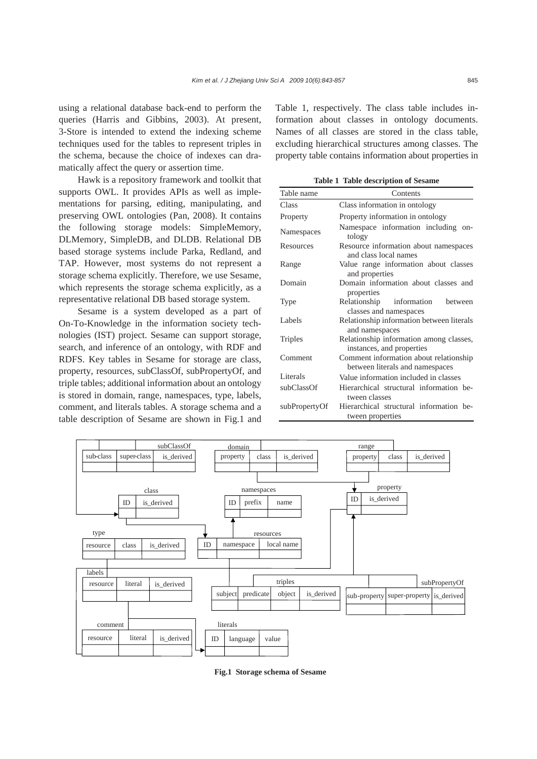using a relational database back-end to perform the queries (Harris and Gibbins, 2003). At present, 3-Store is intended to extend the indexing scheme techniques used for the tables to represent triples in the schema, because the choice of indexes can dramatically affect the query or assertion time.

Hawk is a repository framework and toolkit that supports OWL. It provides APIs as well as implementations for parsing, editing, manipulating, and preserving OWL ontologies (Pan, 2008). It contains the following storage models: SimpleMemory, DLMemory, SimpleDB, and DLDB. Relational DB based storage systems include Parka, Redland, and TAP. However, most systems do not represent a storage schema explicitly. Therefore, we use Sesame, which represents the storage schema explicitly, as a representative relational DB based storage system.

Sesame is a system developed as a part of On-To-Knowledge in the information society technologies (IST) project. Sesame can support storage, search, and inference of an ontology, with RDF and RDFS. Key tables in Sesame for storage are class, property, resources, subClassOf, subPropertyOf, and triple tables; additional information about an ontology is stored in domain, range, namespaces, type, labels, comment, and literals tables. A storage schema and a table description of Sesame are shown in Fig.1 and Table 1, respectively. The class table includes information about classes in ontology documents. Names of all classes are stored in the class table, excluding hierarchical structures among classes. The property table contains information about properties in

**Table 1 Table description of Sesame**

| Table name | Contents |
|---|---|
| Class | Class information in ontology |
| Property | Property information in ontology |
| Namespaces | Namespace information including ontology |
| Resources | Resource information about namespaces and class local names |
| Range | Value range information about classes and properties |
| Domain | Domain information about classes and properties |
| Type | Relationship information between classes and namespaces |
| Labels | Relationship information between literals and namespaces |
| Triples | Relationship information among classes, instances, and properties |
| Comment | Comment information about relationship between literals and namespaces |
| Literals | Value information included in classes |
| subClassOf | Hierarchical structural information between classes |
| subPropertyOf | Hierarchical structural information between properties |

**Fig.1 Storage schema of Sesame**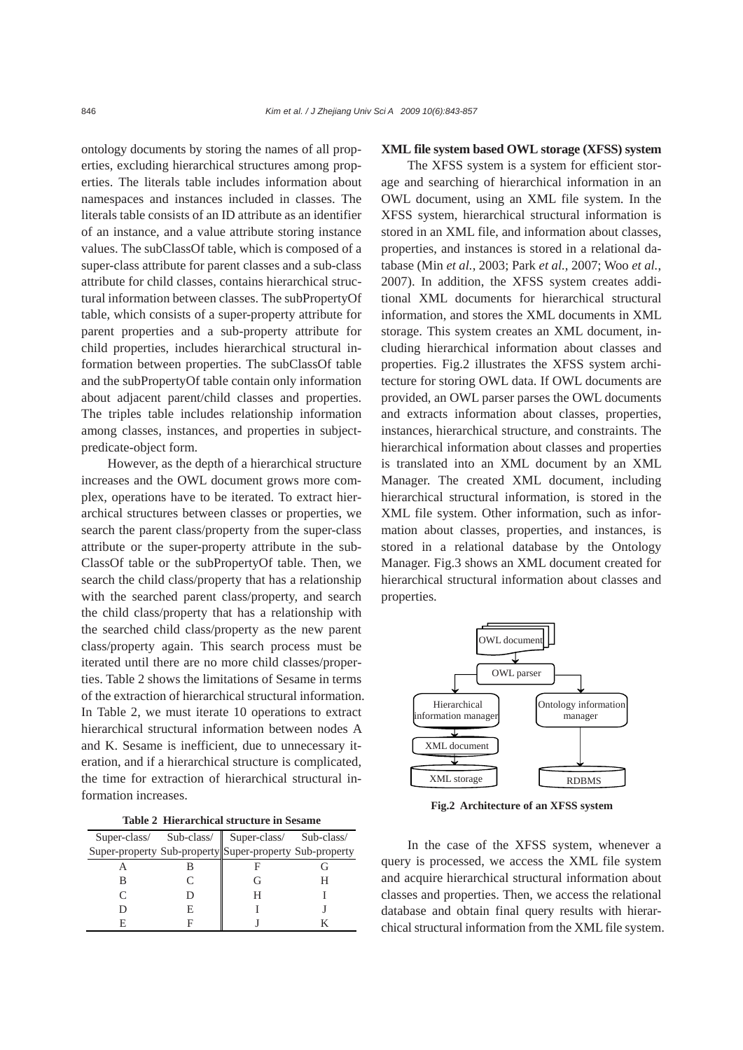ontology documents by storing the names of all properties, excluding hierarchical structures among properties. The literals table includes information about namespaces and instances included in classes. The literals table consists of an ID attribute as an identifier of an instance, and a value attribute storing instance values. The subClassOf table, which is composed of a super-class attribute for parent classes and a sub-class attribute for child classes, contains hierarchical structural information between classes. The subPropertyOf table, which consists of a super-property attribute for parent properties and a sub-property attribute for child properties, includes hierarchical structural information between properties. The subClassOf table and the subPropertyOf table contain only information about adjacent parent/child classes and properties. The triples table includes relationship information among classes, instances, and properties in subject-predicate-object form.

However, as the depth of a hierarchical structure increases and the OWL document grows more complex, operations have to be iterated. To extract hierarchical structures between classes or properties, we search the parent class/property from the super-class attribute or the super-property attribute in the subClassOf table or the subPropertyOf table. Then, we search the child class/property that has a relationship with the searched parent class/property, and search the child class/property that has a relationship with the searched child class/property as the new parent class/property again. This search process must be iterated until there are no more child classes/properties. Table 2 shows the limitations of Sesame in terms of the extraction of hierarchical structural information. In Table 2, we must iterate 10 operations to extract hierarchical structural information between nodes A and K. Sesame is inefficient, due to unnecessary iteration, and if a hierarchical structure is complicated, the time for extraction of hierarchical structural information increases.

**Table 2 Hierarchical structure in Sesame**

| Super-class/ Super-property | Sub-class/ Sub-property | Super-class/ Super-property | Sub-class/ Sub-property |
|---|---|---|---|
| A | B | F | G |
| B | C | G | H |
| C | D | H | I |
| D | E | I | J |
| E | F | J | K |

**XML file system based OWL storage (XFSS) system**

The XFSS system is a system for efficient storage and searching of hierarchical information in an OWL document, using an XML file system. In the XFSS system, hierarchical structural information is stored in an XML file, and information about classes, properties, and instances is stored in a relational database (Min *et al.*, 2003; Park *et al.*, 2007; Woo *et al.*, 2007). In addition, the XFSS system creates additional XML documents for hierarchical structural information, and stores the XML documents in XML storage. This system creates an XML document, including hierarchical information about classes and properties. Fig.2 illustrates the XFSS system architecture for storing OWL data. If OWL documents are provided, an OWL parser parses the OWL documents and extracts information about classes, properties, instances, hierarchical structure, and constraints. The hierarchical information about classes and properties is translated into an XML document by an XML Manager. The created XML document, including hierarchical structural information, is stored in the XML file system. Other information, such as information about classes, properties, and instances, is stored in a relational database by the Ontology Manager. Fig.3 shows an XML document created for hierarchical structural information about classes and properties.

OWL document
OWL parser
Hierarchical information manager
Ontology information manager
XML document
XML storage
RDBMS

**Fig.2 Architecture of an XFSS system**

In the case of the XFSS system, whenever a query is processed, we access the XML file system and acquire hierarchical structural information about classes and properties. Then, we access the relational database and obtain final query results with hierarchical structural information from the XML file system.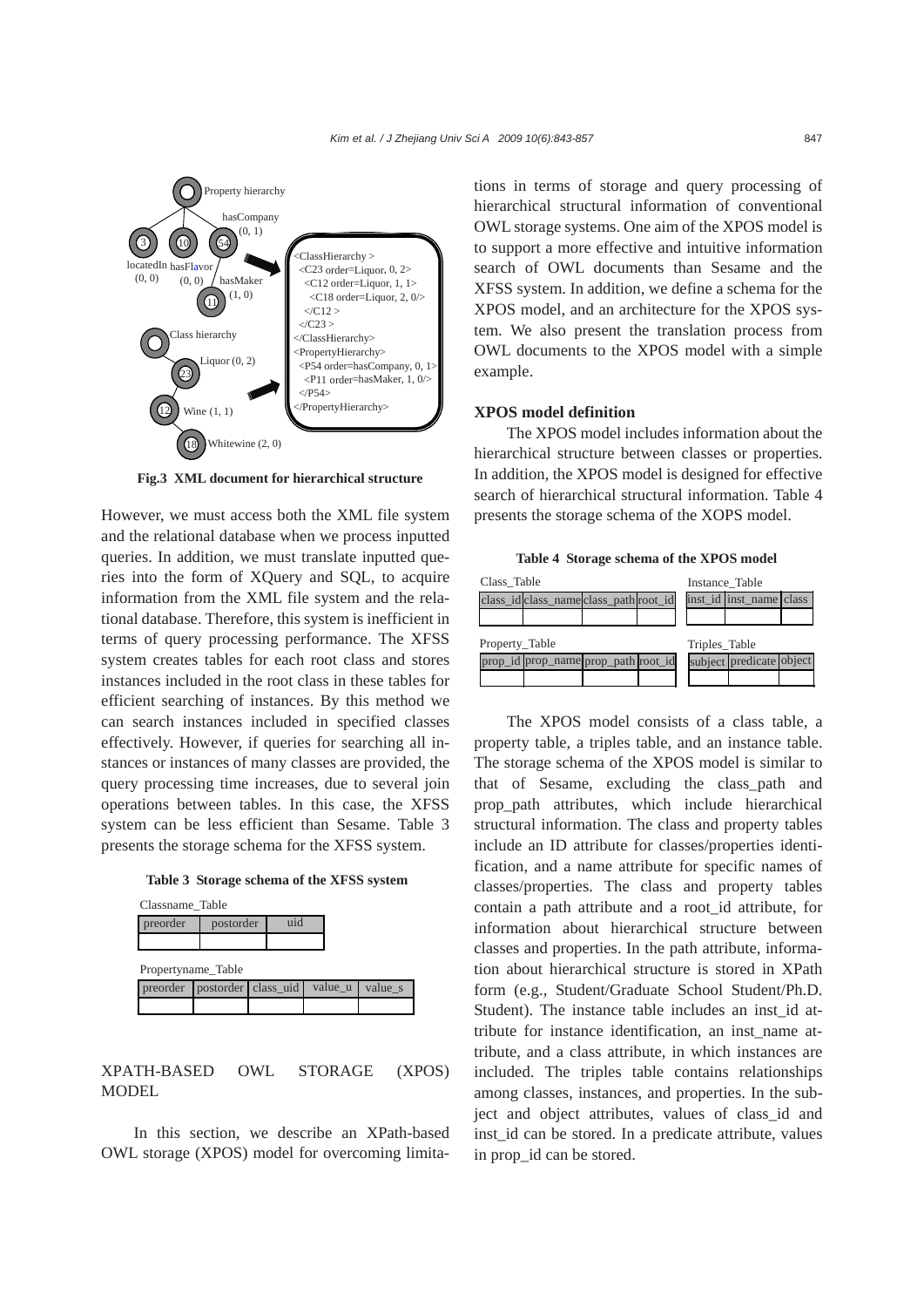Property hierarchy

hasCompany (0, 1)

locatedIn (0, 0) hasFlavor (0, 0) hasMaker (1, 0)

Class hierarchy

Liquor (0, 2)

Wine (1, 1)

Whitewine (2, 0)

```
<ClassHierarchy >
  <C23 order=Liquor, 0, 2>
    <C12 order=Liquor, 1, 1>
      <C18 order=Liquor, 2, 0/>
    </C12 >
  </C23 >
</ClassHierarchy>
<PropertyHierarchy>
  <P54 order=hasCompany, 0, 1>
    <P11 order=hasMaker, 1, 0/>
  </P54>
</PropertyHierarchy>
```

**Fig.3 XML document for hierarchical structure**

However, we must access both the XML file system and the relational database when we process inputted queries. In addition, we must translate inputted queries into the form of XQuery and SQL, to acquire information from the XML file system and the relational database. Therefore, this system is inefficient in terms of query processing performance. The XFSS system creates tables for each root class and stores instances included in the root class in these tables for efficient searching of instances. By this method we can search instances included in specified classes effectively. However, if queries for searching all instances or instances of many classes are provided, the query processing time increases, due to several join operations between tables. In this case, the XFSS system can be less efficient than Sesame. Table 3 presents the storage schema for the XFSS system.

**Table 3 Storage schema of the XFSS system**

Classname_Table

| preorder | postorder | uid |
|---|---|---|
| | | |

Propertyname_Table

| preorder | postorder | class_uid | value_u | value_s |
|---|---|---|---|---|
| | | | | |

## XPATH-BASED OWL STORAGE (XPOS) MODEL

In this section, we describe an XPath-based OWL storage (XPOS) model for overcoming limitations in terms of storage and query processing of hierarchical structural information of conventional OWL storage systems. One aim of the XPOS model is to support a more effective and intuitive information search of OWL documents than Sesame and the XFSS system. In addition, we define a schema for the XPOS model, and an architecture for the XPOS system. We also present the translation process from OWL documents to the XPOS model with a simple example.

### XPOS model definition

The XPOS model includes information about the hierarchical structure between classes or properties. In addition, the XPOS model is designed for effective search of hierarchical structural information. Table 4 presents the storage schema of the XOPS model.

**Table 4 Storage schema of the XPOS model**

Class_Table

| class_id | class_name | class_path | root_id |
|---|---|---|---|
| | | | |

Instance_Table

| inst_id | inst_name | class |
|---|---|---|
| | | |

Property_Table

| prop_id | prop_name | prop_path | root_id |
|---|---|---|---|
| | | | |

Triples_Table

| subject | predicate | object |
|---|---|---|
| | | |

The XPOS model consists of a class table, a property table, a triples table, and an instance table. The storage schema of the XPOS model is similar to that of Sesame, excluding the class_path and prop_path attributes, which include hierarchical structural information. The class and property tables include an ID attribute for classes/properties identification, and a name attribute for specific names of classes/properties. The class and property tables contain a path attribute and a root_id attribute, for information about hierarchical structure between classes and properties. In the path attribute, information about hierarchical structure is stored in XPath form (e.g., Student/Graduate School Student/Ph.D. Student). The instance table includes an inst_id attribute for instance identification, an inst_name attribute, and a class attribute, in which instances are included. The triples table contains relationships among classes, instances, and properties. In the subject and object attributes, values of class_id and inst_id can be stored. In a predicate attribute, values in prop_id can be stored.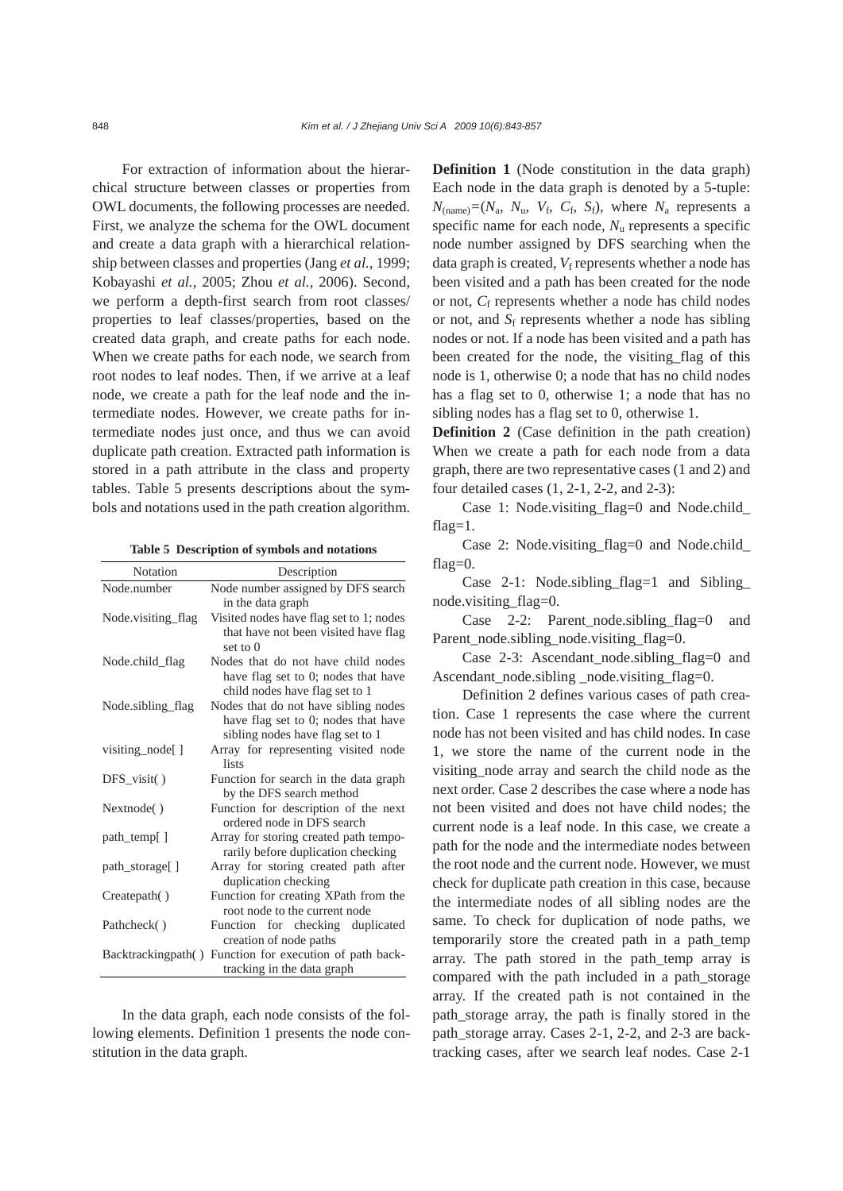For extraction of information about the hierarchical structure between classes or properties from OWL documents, the following processes are needed. First, we analyze the schema for the OWL document and create a data graph with a hierarchical relationship between classes and properties (Jang *et al.*, 1999; Kobayashi *et al.*, 2005; Zhou *et al.*, 2006). Second, we perform a depth-first search from root classes/properties to leaf classes/properties, based on the created data graph, and create paths for each node. When we create paths for each node, we search from root nodes to leaf nodes. Then, if we arrive at a leaf node, we create a path for the leaf node and the intermediate nodes. However, we create paths for intermediate nodes just once, and thus we can avoid duplicate path creation. Extracted path information is stored in a path attribute in the class and property tables. Table 5 presents descriptions about the symbols and notations used in the path creation algorithm.

**Table 5 Description of symbols and notations**

| Notation | Description |
|---|---|
| Node.number | Node number assigned by DFS search in the data graph |
| Node.visiting_flag | Visited nodes have flag set to 1; nodes that have not been visited have flag set to 0 |
| Node.child_flag | Nodes that do not have child nodes have flag set to 0; nodes that have child nodes have flag set to 1 |
| Node.sibling_flag | Nodes that do not have sibling nodes have flag set to 0; nodes that have sibling nodes have flag set to 1 |
| visiting_node[ ] | Array for representing visited node lists |
| DFS_visit( ) | Function for search in the data graph by the DFS search method |
| Nextnode( ) | Function for description of the next ordered node in DFS search |
| path_temp[ ] | Array for storing created path temporarily before duplication checking |
| path_storage[ ] | Array for storing created path after duplication checking |
| Createpath( ) | Function for creating XPath from the root node to the current node |
| Pathcheck( ) | Function for checking duplicated creation of node paths |
| Backtrackingpath( ) | Function for execution of path backtracking in the data graph |

In the data graph, each node consists of the following elements. Definition 1 presents the node constitution in the data graph.

**Definition 1** (Node constitution in the data graph) Each node in the data graph is denoted by a 5-tuple: $N_{(\mathrm{name})}=(N_\mathrm{a}, N_\mathrm{u}, V_\mathrm{f}, C_\mathrm{f}, S_\mathrm{f})$, where $N_\mathrm{a}$ represents a specific name for each node, $N_\mathrm{u}$ represents a specific node number assigned by DFS searching when the data graph is created, $V_\mathrm{f}$ represents whether a node has been visited and a path has been created for the node or not, $C_\mathrm{f}$ represents whether a node has child nodes or not, and $S_\mathrm{f}$ represents whether a node has sibling nodes or not. If a node has been visited and a path has been created for the node, the visiting_flag of this node is 1, otherwise 0; a node that has no child nodes has a flag set to 0, otherwise 1; a node that has no sibling nodes has a flag set to 0, otherwise 1.

**Definition 2** (Case definition in the path creation) When we create a path for each node from a data graph, there are two representative cases (1 and 2) and four detailed cases (1, 2-1, 2-2, and 2-3):

Case 1: Node.visiting_flag=0 and Node.child_flag=1.

Case 2: Node.visiting_flag=0 and Node.child_flag=0.

Case 2-1: Node.sibling_flag=1 and Sibling_node.visiting_flag=0.

Case 2-2: Parent_node.sibling_flag=0 and Parent_node.sibling_node.visiting_flag=0.

Case 2-3: Ascendant_node.sibling_flag=0 and Ascendant_node.sibling _node.visiting_flag=0.

Definition 2 defines various cases of path creation. Case 1 represents the case where the current node has not been visited and has child nodes. In case 1, we store the name of the current node in the visiting_node array and search the child node as the next order. Case 2 describes the case where a node has not been visited and does not have child nodes; the current node is a leaf node. In this case, we create a path for the node and the intermediate nodes between the root node and the current node. However, we must check for duplicate path creation in this case, because the intermediate nodes of all sibling nodes are the same. To check for duplication of node paths, we temporarily store the created path in a path_temp array. The path stored in the path_temp array is compared with the path included in a path_storage array. If the created path is not contained in the path_storage array, the path is finally stored in the path_storage array. Cases 2-1, 2-2, and 2-3 are backtracking cases, after we search leaf nodes. Case 2-1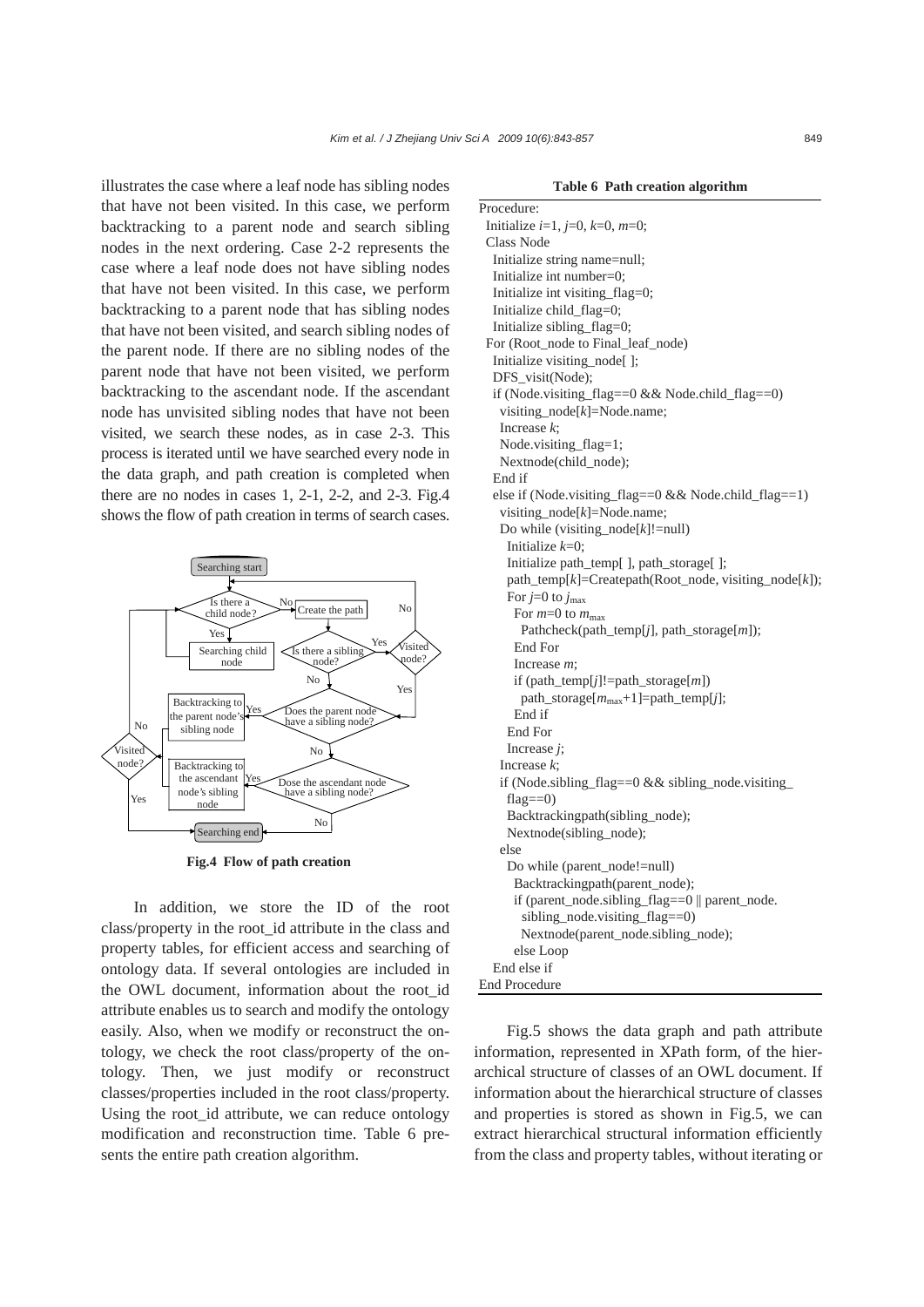illustrates the case where a leaf node has sibling nodes that have not been visited. In this case, we perform backtracking to a parent node and search sibling nodes in the next ordering. Case 2-2 represents the case where a leaf node does not have sibling nodes that have not been visited. In this case, we perform backtracking to a parent node that has sibling nodes that have not been visited, and search sibling nodes of the parent node. If there are no sibling nodes of the parent node that have not been visited, we perform backtracking to the ascendant node. If the ascendant node has unvisited sibling nodes that have not been visited, we search these nodes, as in case 2-3. This process is iterated until we have searched every node in the data graph, and path creation is completed when there are no nodes in cases 1, 2-1, 2-2, and 2-3. Fig.4 shows the flow of path creation in terms of search cases.

**Fig.4 Flow of path creation**

In addition, we store the ID of the root class/property in the root_id attribute in the class and property tables, for efficient access and searching of ontology data. If several ontologies are included in the OWL document, information about the root_id attribute enables us to search and modify the ontology easily. Also, when we modify or reconstruct the ontology, we check the root class/property of the ontology. Then, we just modify or reconstruct classes/properties included in the root class/property. Using the root_id attribute, we can reduce ontology modification and reconstruction time. Table 6 presents the entire path creation algorithm.

**Table 6 Path creation algorithm**

```
Procedure:
 Initialize i=1, j=0, k=0, m=0;
 Class Node
  Initialize string name=null;
  Initialize int number=0;
  Initialize int visiting_flag=0;
  Initialize child_flag=0;
  Initialize sibling_flag=0;
 For (Root_node to Final_leaf_node)
  Initialize visiting_node[ ];
  DFS_visit(Node);
  if (Node.visiting_flag==0 && Node.child_flag==0)
   visiting_node[k]=Node.name;
   Increase k;
   Node.visiting_flag=1;
   Nextnode(child_node);
  End if
  else if (Node.visiting_flag==0 && Node.child_flag==1)
   visiting_node[k]=Node.name;
   Do while (visiting_node[k]!=null)
    Initialize k=0;
    Initialize path_temp[ ], path_storage[ ];
    path_temp[k]=Createpath(Root_node, visiting_node[k]);
    For j=0 to j_max
     For m=0 to m_max
      Pathcheck(path_temp[j], path_storage[m]);
     End For
     Increase m;
     if (path_temp[j]!=path_storage[m])
      path_storage[m_max+1]=path_temp[j];
     End if
    End For
    Increase j;
   Increase k;
   if (Node.sibling_flag==0 && sibling_node.visiting_
    flag==0)
    Backtrackingpath(sibling_node);
    Nextnode(sibling_node);
   else
    Do while (parent_node!=null)
     Backtrackingpath(parent_node);
     if (parent_node.sibling_flag==0 || parent_node.
      sibling_node.visiting_flag==0)
      Nextnode(parent_node.sibling_node);
     else Loop
  End else if
End Procedure
```

Fig.5 shows the data graph and path attribute information, represented in XPath form, of the hierarchical structure of classes of an OWL document. If information about the hierarchical structure of classes and properties is stored as shown in Fig.5, we can extract hierarchical structural information efficiently from the class and property tables, without iterating or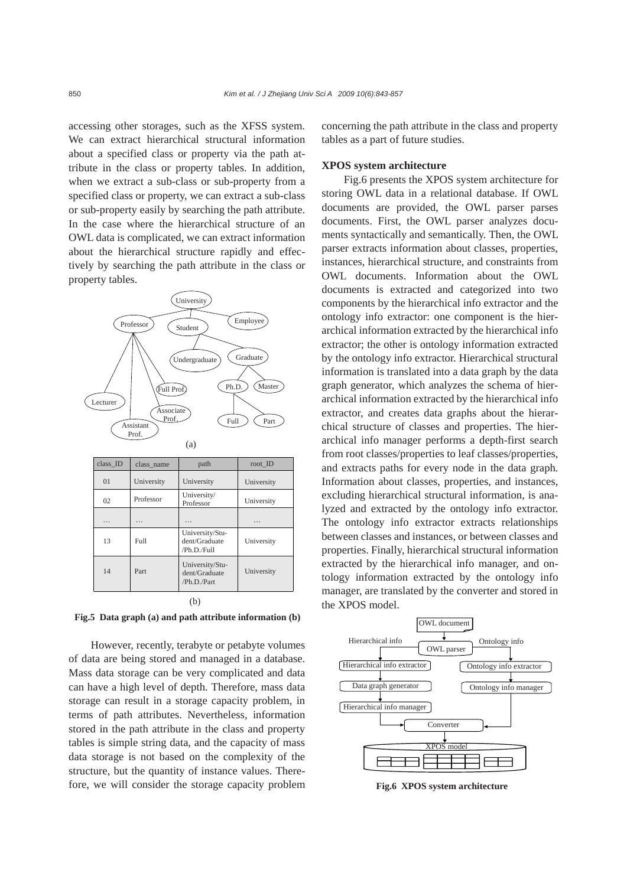accessing other storages, such as the XFSS system. We can extract hierarchical structural information about a specified class or property via the path attribute in the class or property tables. In addition, when we extract a sub-class or sub-property from a specified class or property, we can extract a sub-class or sub-property easily by searching the path attribute. In the case where the hierarchical structure of an OWL data is complicated, we can extract information about the hierarchical structure rapidly and effectively by searching the path attribute in the class or property tables.

University
Professor
Student
Employee
Undergraduate
Graduate
Ph.D.
Master
Full Prof.
Lecturer
Associate Prof.
Assistant Prof.
Full
Part

(a)

| class_ID | class_name | path | root_ID |
|---|---|---|---|
| 01 | University | University | University |
| 02 | Professor | University/Professor | University |
| … | … | … | … |
| 13 | Full | University/Student/Graduate/Ph.D./Full | University |
| 14 | Part | University/Student/Graduate/Ph.D./Part | University |

(b)

**Fig.5 Data graph (a) and path attribute information (b)**

However, recently, terabyte or petabyte volumes of data are being stored and managed in a database. Mass data storage can be very complicated and data can have a high level of depth. Therefore, mass data storage can result in a storage capacity problem, in terms of path attributes. Nevertheless, information stored in the path attribute in the class and property tables is simple string data, and the capacity of mass data storage is not based on the complexity of the structure, but the quantity of instance values. Therefore, we will consider the storage capacity problem concerning the path attribute in the class and property tables as a part of future studies.

**XPOS system architecture**

Fig.6 presents the XPOS system architecture for storing OWL data in a relational database. If OWL documents are provided, the OWL parser parses documents. First, the OWL parser analyzes documents syntactically and semantically. Then, the OWL parser extracts information about classes, properties, instances, hierarchical structure, and constraints from OWL documents. Information about the OWL documents is extracted and categorized into two components by the hierarchical info extractor and the ontology info extractor: one component is the hierarchical information extracted by the hierarchical info extractor; the other is ontology information extracted by the ontology info extractor. Hierarchical structural information is translated into a data graph by the data graph generator, which analyzes the schema of hierarchical information extracted by the hierarchical info extractor, and creates data graphs about the hierarchical structure of classes and properties. The hierarchical info manager performs a depth-first search from root classes/properties to leaf classes/properties, and extracts paths for every node in the data graph. Information about classes, properties, and instances, excluding hierarchical structural information, is analyzed and extracted by the ontology info extractor. The ontology info extractor extracts relationships between classes and instances, or between classes and properties. Finally, hierarchical structural information extracted by the hierarchical info manager, and ontology information extracted by the ontology info manager, are translated by the converter and stored in the XPOS model.

OWL document
Hierarchical info
Ontology info
OWL parser
Hierarchical info extractor
Ontology info extractor
Data graph generator
Ontology info manager
Hierarchical info manager
Converter
XPOS model

**Fig.6 XPOS system architecture**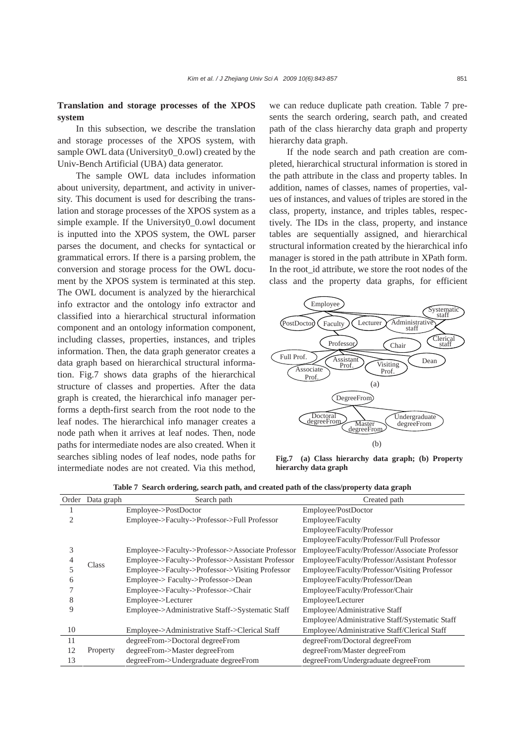### Translation and storage processes of the XPOS system

In this subsection, we describe the translation and storage processes of the XPOS system, with sample OWL data (University0_0.owl) created by the Univ-Bench Artificial (UBA) data generator.

The sample OWL data includes information about university, department, and activity in university. This document is used for describing the translation and storage processes of the XPOS system as a simple example. If the University0_0.owl document is inputted into the XPOS system, the OWL parser parses the document, and checks for syntactical or grammatical errors. If there is a parsing problem, the conversion and storage process for the OWL document by the XPOS system is terminated at this step. The OWL document is analyzed by the hierarchical info extractor and the ontology info extractor and classified into a hierarchical structural information component and an ontology information component, including classes, properties, instances, and triples information. Then, the data graph generator creates a data graph based on hierarchical structural information. Fig.7 shows data graphs of the hierarchical structure of classes and properties. After the data graph is created, the hierarchical info manager performs a depth-first search from the root node to the leaf nodes. The hierarchical info manager creates a node path when it arrives at leaf nodes. Then, node paths for intermediate nodes are also created. When it searches sibling nodes of leaf nodes, node paths for intermediate nodes are not created. Via this method, we can reduce duplicate path creation. Table 7 presents the search ordering, search path, and created path of the class hierarchy data graph and property hierarchy data graph.

If the node search and path creation are completed, hierarchical structural information is stored in the path attribute in the class and property tables. In addition, names of classes, names of properties, values of instances, and values of triples are stored in the class, property, instance, and triples tables, respectively. The IDs in the class, property, and instance tables are sequentially assigned, and hierarchical structural information created by the hierarchical info manager is stored in the path attribute in XPath form. In the root_id attribute, we store the root nodes of the class and the property data graphs, for efficient

**Fig.7 (a) Class hierarchy data graph; (b) Property hierarchy data graph**

**Table 7 Search ordering, search path, and created path of the class/property data graph**

| Order | Data graph | Search path | Created path |
|---|---|---|---|
| 1 | Class | Employee->PostDoctor | Employee/PostDoctor |
| 2 | | Employee->Faculty->Professor->Full Professor | Employee/Faculty<br>Employee/Faculty/Professor<br>Employee/Faculty/Professor/Full Professor |
| 3 | | Employee->Faculty->Professor->Associate Professor | Employee/Faculty/Professor/Associate Professor |
| 4 | | Employee->Faculty->Professor->Assistant Professor | Employee/Faculty/Professor/Assistant Professor |
| 5 | | Employee->Faculty->Professor->Visiting Professor | Employee/Faculty/Professor/Visiting Professor |
| 6 | | Employee-> Faculty->Professor->Dean | Employee/Faculty/Professor/Dean |
| 7 | | Employee->Faculty->Professor->Chair | Employee/Faculty/Professor/Chair |
| 8 | | Employee->Lecturer | Employee/Lecturer |
| 9 | | Employee->Administrative Staff->Systematic Staff | Employee/Administrative Staff<br>Employee/Administrative Staff/Systematic Staff |
| 10 | | Employee->Administrative Staff->Clerical Staff | Employee/Administrative Staff/Clerical Staff |
| 11 | Property | degreeFrom->Doctoral degreeFrom | degreeFrom/Doctoral degreeFrom |
| 12 | | degreeFrom->Master degreeFrom | degreeFrom/Master degreeFrom |
| 13 | | degreeFrom->Undergraduate degreeFrom | degreeFrom/Undergraduate degreeFrom |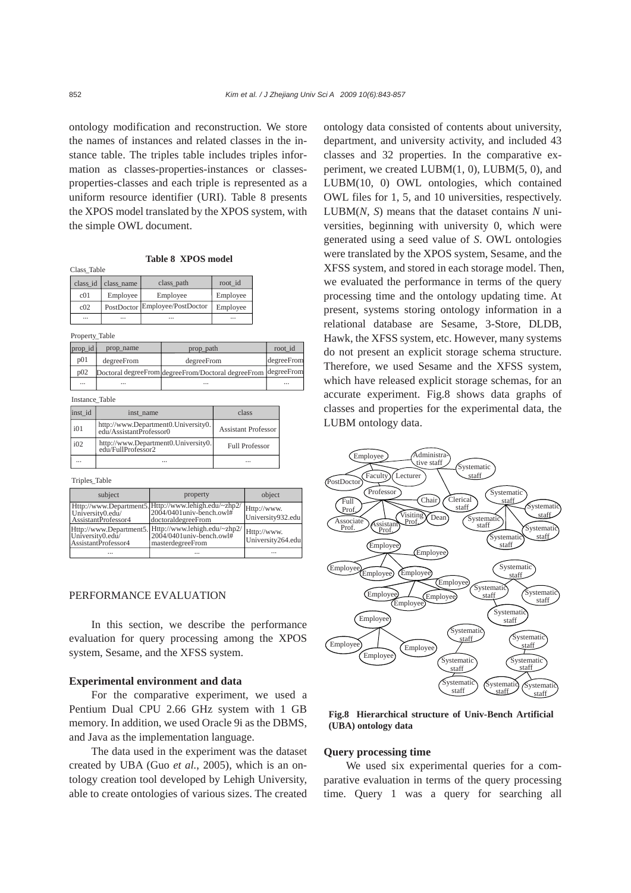ontology modification and reconstruction. We store the names of instances and related classes in the instance table. The triples table includes triples information as classes-properties-instances or classes-properties-classes and each triple is represented as a uniform resource identifier (URI). Table 8 presents the XPOS model translated by the XPOS system, with the simple OWL document.

**Table 8 XPOS model**

Class_Table

| class_id | class_name | class_path | root_id |
|---|---|---|---|
| c01 | Employee | Employee | Employee |
| c02 | PostDoctor | Employee/PostDoctor | Employee |
| ... | ... | ... | ... |

Property_Table

| prop_id | prop_name | prop_path | root_id |
|---|---|---|---|
| p01 | degreeFrom | degreeFrom | degreeFrom |
| p02 | Doctoral degreeFrom | degreeFrom/Doctoral degreeFrom | degreeFrom |
| ... | ... | ... | ... |

Instance_Table

| inst_id | inst_name | class |
|---|---|---|
| i01 | http://www.Department0.University0.edu/AssistantProfessor0 | Assistant Professor |
| i02 | http://www.Department0.University0.edu/FullProfessor2 | Full Professor |
| ... | ... | ... |

Triples_Table

| subject | property | object |
|---|---|---|
| Http://www.Department5.University0.edu/AssistantProfessor4 | Http://www.lehigh.edu/~zhp2/2004/0401univ-bench.owl#doctoraldegreeFrom | Http://www.University932.edu |
| Http://www.Department5.University0.edu/AssistantProfessor4 | Http://www.lehigh.edu/~zhp2/2004/0401univ-bench.owl#masterdegreeFrom | Http://www.University264.edu |
| ... | ... | ... |

## PERFORMANCE EVALUATION

In this section, we describe the performance evaluation for query processing among the XPOS system, Sesame, and the XFSS system.

### Experimental environment and data

For the comparative experiment, we used a Pentium Dual CPU 2.66 GHz system with 1 GB memory. In addition, we used Oracle 9i as the DBMS, and Java as the implementation language.

The data used in the experiment was the dataset created by UBA (Guo *et al.*, 2005), which is an ontology creation tool developed by Lehigh University, able to create ontologies of various sizes. The created ontology data consisted of contents about university, department, and university activity, and included 43 classes and 32 properties. In the comparative experiment, we created LUBM(1, 0), LUBM(5, 0), and LUBM(10, 0) OWL ontologies, which contained OWL files for 1, 5, and 10 universities, respectively. LUBM($N$, $S$) means that the dataset contains $N$ universities, beginning with university 0, which were generated using a seed value of $S$. OWL ontologies were translated by the XPOS system, Sesame, and the XFSS system, and stored in each storage model. Then, we evaluated the performance in terms of the query processing time and the ontology updating time. At present, systems storing ontology information in a relational database are Sesame, 3-Store, DLDB, Hawk, the XFSS system, etc. However, many systems do not present an explicit storage schema structure. Therefore, we used Sesame and the XFSS system, which have released explicit storage schemas, for an accurate experiment. Fig.8 shows data graphs of classes and properties for the experimental data, the LUBM ontology data.

**Fig.8 Hierarchical structure of Univ-Bench Artificial (UBA) ontology data**

### Query processing time

We used six experimental queries for a comparative evaluation in terms of the query processing time. Query 1 was a query for searching all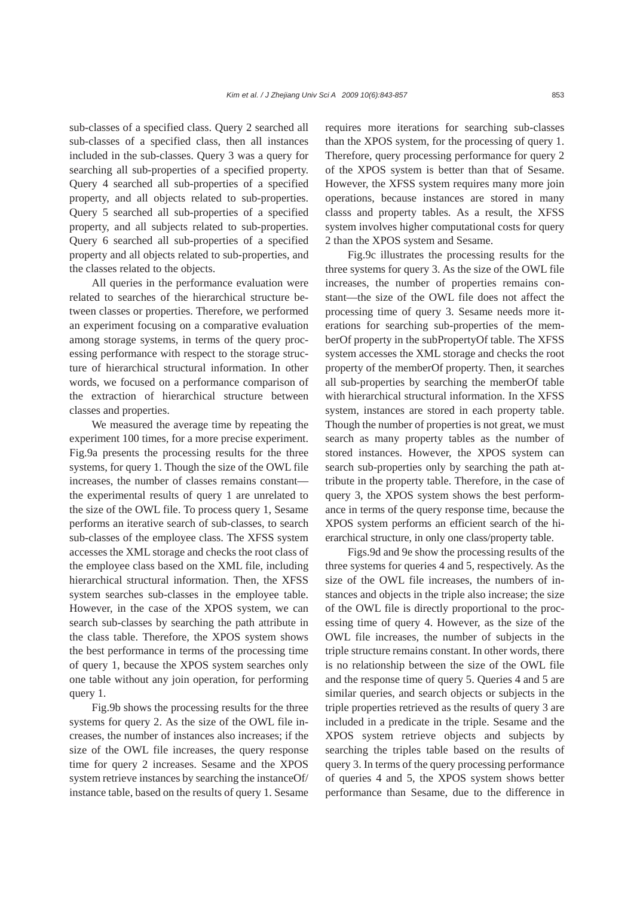sub-classes of a specified class. Query 2 searched all sub-classes of a specified class, then all instances included in the sub-classes. Query 3 was a query for searching all sub-properties of a specified property. Query 4 searched all sub-properties of a specified property, and all objects related to sub-properties. Query 5 searched all sub-properties of a specified property, and all subjects related to sub-properties. Query 6 searched all sub-properties of a specified property and all objects related to sub-properties, and the classes related to the objects.

All queries in the performance evaluation were related to searches of the hierarchical structure between classes or properties. Therefore, we performed an experiment focusing on a comparative evaluation among storage systems, in terms of the query processing performance with respect to the storage structure of hierarchical structural information. In other words, we focused on a performance comparison of the extraction of hierarchical structure between classes and properties.

We measured the average time by repeating the experiment 100 times, for a more precise experiment. Fig.9a presents the processing results for the three systems, for query 1. Though the size of the OWL file increases, the number of classes remains constant—the experimental results of query 1 are unrelated to the size of the OWL file. To process query 1, Sesame performs an iterative search of sub-classes, to search sub-classes of the employee class. The XFSS system accesses the XML storage and checks the root class of the employee class based on the XML file, including hierarchical structural information. Then, the XFSS system searches sub-classes in the employee table. However, in the case of the XPOS system, we can search sub-classes by searching the path attribute in the class table. Therefore, the XPOS system shows the best performance in terms of the processing time of query 1, because the XPOS system searches only one table without any join operation, for performing query 1.

Fig.9b shows the processing results for the three systems for query 2. As the size of the OWL file increases, the number of instances also increases; if the size of the OWL file increases, the query response time for query 2 increases. Sesame and the XPOS system retrieve instances by searching the instanceOf/instance table, based on the results of query 1. Sesame requires more iterations for searching sub-classes than the XPOS system, for the processing of query 1. Therefore, query processing performance for query 2 of the XPOS system is better than that of Sesame. However, the XFSS system requires many more join operations, because instances are stored in many classs and property tables. As a result, the XFSS system involves higher computational costs for query 2 than the XPOS system and Sesame.

Fig.9c illustrates the processing results for the three systems for query 3. As the size of the OWL file increases, the number of properties remains constant—the size of the OWL file does not affect the processing time of query 3. Sesame needs more iterations for searching sub-properties of the memberOf property in the subPropertyOf table. The XFSS system accesses the XML storage and checks the root property of the memberOf property. Then, it searches all sub-properties by searching the memberOf table with hierarchical structural information. In the XFSS system, instances are stored in each property table. Though the number of properties is not great, we must search as many property tables as the number of stored instances. However, the XPOS system can search sub-properties only by searching the path attribute in the property table. Therefore, in the case of query 3, the XPOS system shows the best performance in terms of the query response time, because the XPOS system performs an efficient search of the hierarchical structure, in only one class/property table.

Figs.9d and 9e show the processing results of the three systems for queries 4 and 5, respectively. As the size of the OWL file increases, the numbers of instances and objects in the triple also increase; the size of the OWL file is directly proportional to the processing time of query 4. However, as the size of the OWL file increases, the number of subjects in the triple structure remains constant. In other words, there is no relationship between the size of the OWL file and the response time of query 5. Queries 4 and 5 are similar queries, and search objects or subjects in the triple properties retrieved as the results of query 3 are included in a predicate in the triple. Sesame and the XPOS system retrieve objects and subjects by searching the triples table based on the results of query 3. In terms of the query processing performance of queries 4 and 5, the XPOS system shows better performance than Sesame, due to the difference in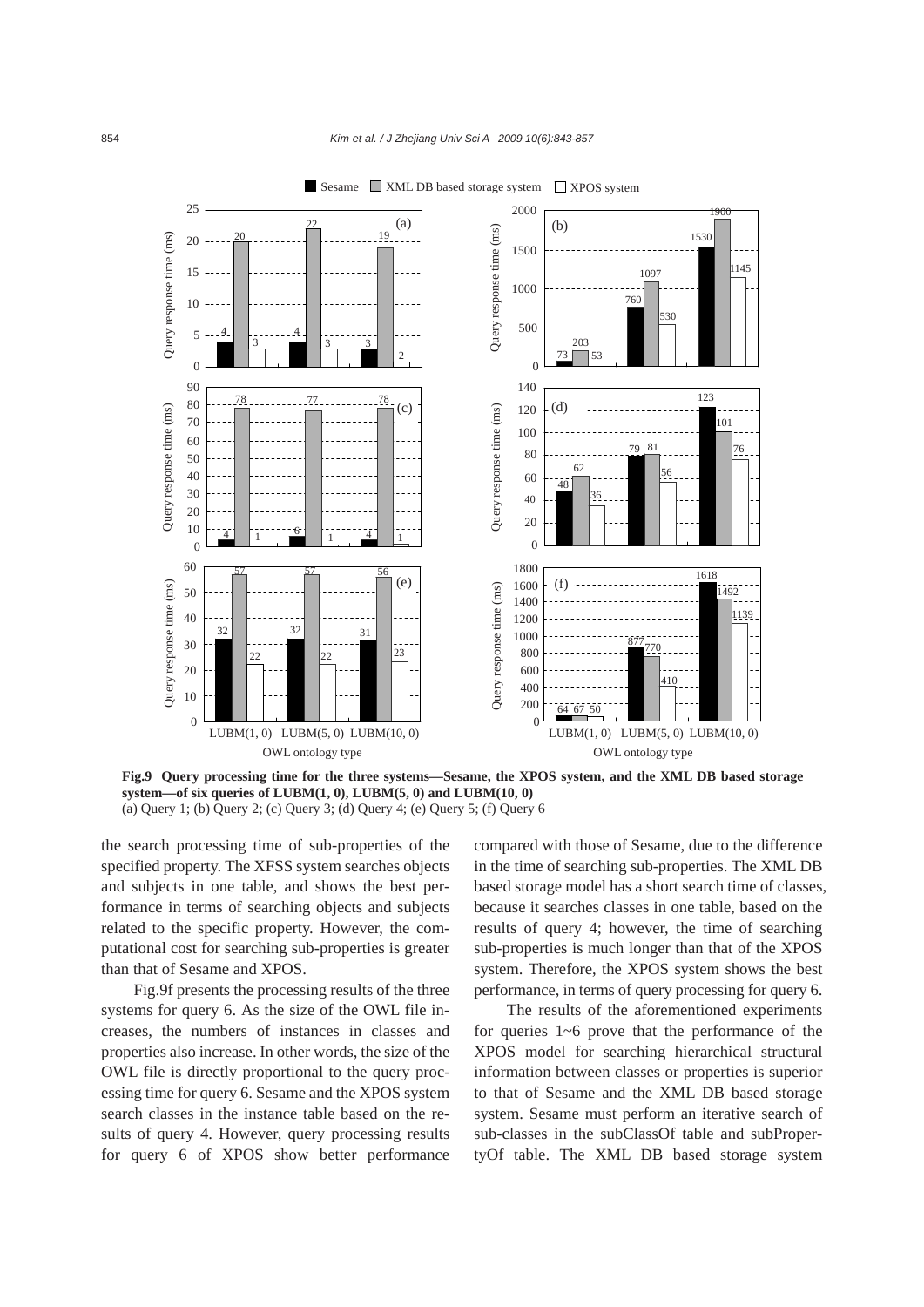**Fig.9 Query processing time for the three systems—Sesame, the XPOS system, and the XML DB based storage system—of six queries of LUBM(1, 0), LUBM(5, 0) and LUBM(10, 0)**
(a) Query 1; (b) Query 2; (c) Query 3; (d) Query 4; (e) Query 5; (f) Query 6

the search processing time of sub-properties of the specified property. The XFSS system searches objects and subjects in one table, and shows the best performance in terms of searching objects and subjects related to the specific property. However, the computational cost for searching sub-properties is greater than that of Sesame and XPOS.

Fig.9f presents the processing results of the three systems for query 6. As the size of the OWL file increases, the numbers of instances in classes and properties also increase. In other words, the size of the OWL file is directly proportional to the query processing time for query 6. Sesame and the XPOS system search classes in the instance table based on the results of query 4. However, query processing results for query 6 of XPOS show better performance compared with those of Sesame, due to the difference in the time of searching sub-properties. The XML DB based storage model has a short search time of classes, because it searches classes in one table, based on the results of query 4; however, the time of searching sub-properties is much longer than that of the XPOS system. Therefore, the XPOS system shows the best performance, in terms of query processing for query 6.

The results of the aforementioned experiments for queries 1~6 prove that the performance of the XPOS model for searching hierarchical structural information between classes or properties is superior to that of Sesame and the XML DB based storage system. Sesame must perform an iterative search of sub-classes in the subClassOf table and subPropertyOf table. The XML DB based storage system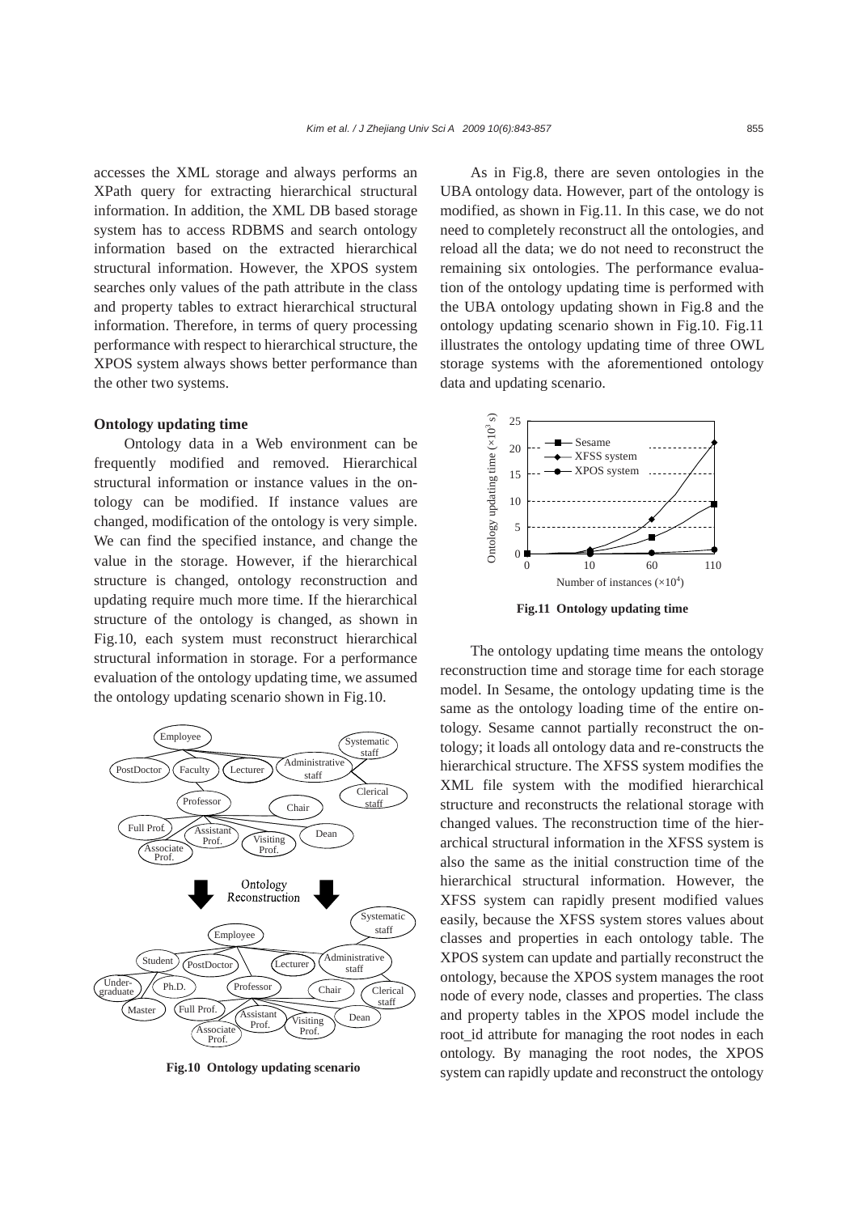accesses the XML storage and always performs an XPath query for extracting hierarchical structural information. In addition, the XML DB based storage system has to access RDBMS and search ontology information based on the extracted hierarchical structural information. However, the XPOS system searches only values of the path attribute in the class and property tables to extract hierarchical structural information. Therefore, in terms of query processing performance with respect to hierarchical structure, the XPOS system always shows better performance than the other two systems.

**Ontology updating time**

Ontology data in a Web environment can be frequently modified and removed. Hierarchical structural information or instance values in the ontology can be modified. If instance values are changed, modification of the ontology is very simple. We can find the specified instance, and change the value in the storage. However, if the hierarchical structure is changed, ontology reconstruction and updating require much more time. If the hierarchical structure of the ontology is changed, as shown in Fig.10, each system must reconstruct hierarchical structural information in storage. For a performance evaluation of the ontology updating time, we assumed the ontology updating scenario shown in Fig.10.

**Fig.10 Ontology updating scenario**

As in Fig.8, there are seven ontologies in the UBA ontology data. However, part of the ontology is modified, as shown in Fig.11. In this case, we do not need to completely reconstruct all the ontologies, and reload all the data; we do not need to reconstruct the remaining six ontologies. The performance evaluation of the ontology updating time is performed with the UBA ontology updating shown in Fig.8 and the ontology updating scenario shown in Fig.10. Fig.11 illustrates the ontology updating time of three OWL storage systems with the aforementioned ontology data and updating scenario.

**Fig.11 Ontology updating time**

The ontology updating time means the ontology reconstruction time and storage time for each storage model. In Sesame, the ontology updating time is the same as the ontology loading time of the entire ontology. Sesame cannot partially reconstruct the ontology; it loads all ontology data and re-constructs the hierarchical structure. The XFSS system modifies the XML file system with the modified hierarchical structure and reconstructs the relational storage with changed values. The reconstruction time of the hierarchical structural information in the XFSS system is also the same as the initial construction time of the hierarchical structural information. However, the XFSS system can rapidly present modified values easily, because the XFSS system stores values about classes and properties in each ontology table. The XPOS system can update and partially reconstruct the ontology, because the XPOS system manages the root node of every node, classes and properties. The class and property tables in the XPOS model include the root_id attribute for managing the root nodes in each ontology. By managing the root nodes, the XPOS system can rapidly update and reconstruct the ontology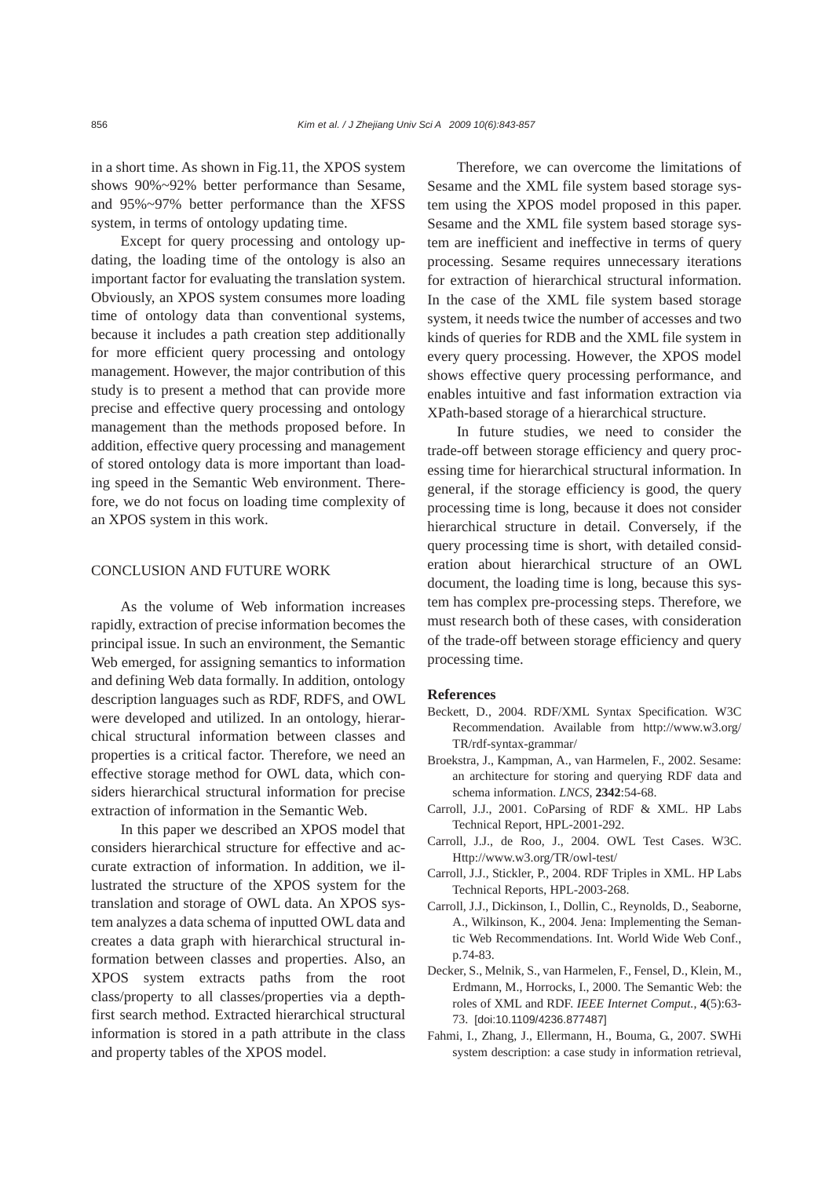in a short time. As shown in Fig.11, the XPOS system shows 90%~92% better performance than Sesame, and 95%~97% better performance than the XFSS system, in terms of ontology updating time.

Except for query processing and ontology updating, the loading time of the ontology is also an important factor for evaluating the translation system. Obviously, an XPOS system consumes more loading time of ontology data than conventional systems, because it includes a path creation step additionally for more efficient query processing and ontology management. However, the major contribution of this study is to present a method that can provide more precise and effective query processing and ontology management than the methods proposed before. In addition, effective query processing and management of stored ontology data is more important than loading speed in the Semantic Web environment. Therefore, we do not focus on loading time complexity of an XPOS system in this work.

## CONCLUSION AND FUTURE WORK

As the volume of Web information increases rapidly, extraction of precise information becomes the principal issue. In such an environment, the Semantic Web emerged, for assigning semantics to information and defining Web data formally. In addition, ontology description languages such as RDF, RDFS, and OWL were developed and utilized. In an ontology, hierarchical structural information between classes and properties is a critical factor. Therefore, we need an effective storage method for OWL data, which considers hierarchical structural information for precise extraction of information in the Semantic Web.

In this paper we described an XPOS model that considers hierarchical structure for effective and accurate extraction of information. In addition, we illustrated the structure of the XPOS system for the translation and storage of OWL data. An XPOS system analyzes a data schema of inputted OWL data and creates a data graph with hierarchical structural information between classes and properties. Also, an XPOS system extracts paths from the root class/property to all classes/properties via a depth-first search method. Extracted hierarchical structural information is stored in a path attribute in the class and property tables of the XPOS model.

Therefore, we can overcome the limitations of Sesame and the XML file system based storage system using the XPOS model proposed in this paper. Sesame and the XML file system based storage system are inefficient and ineffective in terms of query processing. Sesame requires unnecessary iterations for extraction of hierarchical structural information. In the case of the XML file system based storage system, it needs twice the number of accesses and two kinds of queries for RDB and the XML file system in every query processing. However, the XPOS model shows effective query processing performance, and enables intuitive and fast information extraction via XPath-based storage of a hierarchical structure.

In future studies, we need to consider the trade-off between storage efficiency and query processing time for hierarchical structural information. In general, if the storage efficiency is good, the query processing time is long, because it does not consider hierarchical structure in detail. Conversely, if the query processing time is short, with detailed consideration about hierarchical structure of an OWL document, the loading time is long, because this system has complex pre-processing steps. Therefore, we must research both of these cases, with consideration of the trade-off between storage efficiency and query processing time.

### References

Beckett, D., 2004. RDF/XML Syntax Specification. W3C Recommendation. Available from http://www.w3.org/TR/rdf-syntax-grammar/

Broekstra, J., Kampman, A., van Harmelen, F., 2002. Sesame: an architecture for storing and querying RDF data and schema information. *LNCS*, **2342**:54-68.

Carroll, J.J., 2001. CoParsing of RDF & XML. HP Labs Technical Report, HPL-2001-292.

Carroll, J.J., de Roo, J., 2004. OWL Test Cases. W3C. Http://www.w3.org/TR/owl-test/

Carroll, J.J., Stickler, P., 2004. RDF Triples in XML. HP Labs Technical Reports, HPL-2003-268.

Carroll, J.J., Dickinson, I., Dollin, C., Reynolds, D., Seaborne, A., Wilkinson, K., 2004. Jena: Implementing the Semantic Web Recommendations. Int. World Wide Web Conf., p.74-83.

Decker, S., Melnik, S., van Harmelen, F., Fensel, D., Klein, M., Erdmann, M., Horrocks, I., 2000. The Semantic Web: the roles of XML and RDF. *IEEE Internet Comput.*, **4**(5):63-73. [doi:10.1109/4236.877487]

Fahmi, I., Zhang, J., Ellermann, H., Bouma, G., 2007. SWHi system description: a case study in information retrieval,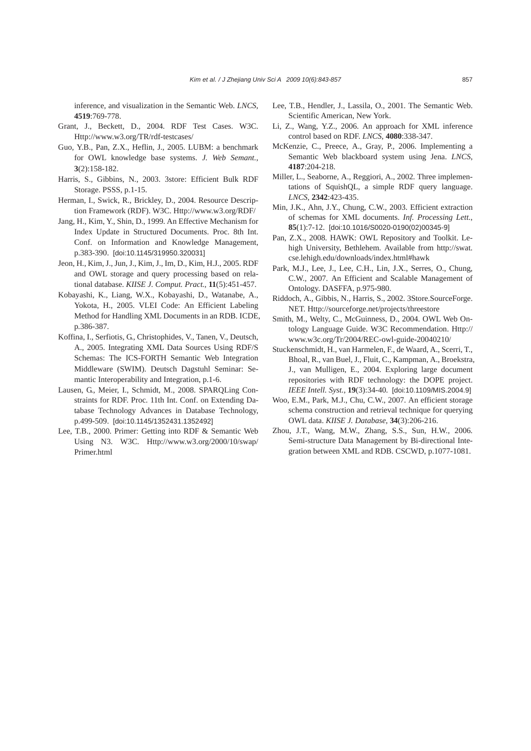inference, and visualization in the Semantic Web. *LNCS*, **4519**:769-778.

Grant, J., Beckett, D., 2004. RDF Test Cases. W3C. Http://www.w3.org/TR/rdf-testcases/

Guo, Y.B., Pan, Z.X., Heflin, J., 2005. LUBM: a benchmark for OWL knowledge base systems. *J. Web Semant.*, **3**(2):158-182.

Harris, S., Gibbins, N., 2003. 3store: Efficient Bulk RDF Storage. PSSS, p.1-15.

Herman, I., Swick, R., Brickley, D., 2004. Resource Description Framework (RDF). W3C. Http://www.w3.org/RDF/

Jang, H., Kim, Y., Shin, D., 1999. An Effective Mechanism for Index Update in Structured Documents. Proc. 8th Int. Conf. on Information and Knowledge Management, p.383-390. [doi:10.1145/319950.320031]

Jeon, H., Kim, J., Jun, J., Kim, J., Im, D., Kim, H.J., 2005. RDF and OWL storage and query processing based on relational database. *KIISE J. Comput. Pract.*, **11**(5):451-457.

Kobayashi, K., Liang, W.X., Kobayashi, D., Watanabe, A., Yokota, H., 2005. VLEI Code: An Efficient Labeling Method for Handling XML Documents in an RDB. ICDE, p.386-387.

Koffina, I., Serfiotis, G., Christophides, V., Tanen, V., Deutsch, A., 2005. Integrating XML Data Sources Using RDF/S Schemas: The ICS-FORTH Semantic Web Integration Middleware (SWIM). Deutsch Dagstuhl Seminar: Semantic Interoperability and Integration, p.1-6.

Lausen, G., Meier, I., Schmidt, M., 2008. SPARQLing Constraints for RDF. Proc. 11th Int. Conf. on Extending Database Technology Advances in Database Technology, p.499-509. [doi:10.1145/1352431.1352492]

Lee, T.B., 2000. Primer: Getting into RDF & Semantic Web Using N3. W3C. Http://www.w3.org/2000/10/swap/Primer.html

Lee, T.B., Hendler, J., Lassila, O., 2001. The Semantic Web. Scientific American, New York.

Li, Z., Wang, Y.Z., 2006. An approach for XML inference control based on RDF. *LNCS*, **4080**:338-347.

McKenzie, C., Preece, A., Gray, P., 2006. Implementing a Semantic Web blackboard system using Jena. *LNCS*, **4187**:204-218.

Miller, L., Seaborne, A., Reggiori, A., 2002. Three implementations of SquishQL, a simple RDF query language. *LNCS*, **2342**:423-435.

Min, J.K., Ahn, J.Y., Chung, C.W., 2003. Efficient extraction of schemas for XML documents. *Inf. Processing Lett.*, **85**(1):7-12. [doi:10.1016/S0020-0190(02)00345-9]

Pan, Z.X., 2008. HAWK: OWL Repository and Toolkit. Lehigh University, Bethlehem. Available from http://swat.cse.lehigh.edu/downloads/index.html#hawk

Park, M.J., Lee, J., Lee, C.H., Lin, J.X., Serres, O., Chung, C.W., 2007. An Efficient and Scalable Management of Ontology. DASFFA, p.975-980.

Riddoch, A., Gibbis, N., Harris, S., 2002. 3Store.SourceForge.NET. Http://sourceforge.net/projects/threestore

Smith, M., Welty, C., McGuinness, D., 2004. OWL Web Ontology Language Guide. W3C Recommendation. Http://www.w3c.org/Tr/2004/REC-owl-guide-20040210/

Stuckenschmidt, H., van Harmelen, F., de Waard, A., Scerri, T., Bhoal, R., van Buel, J., Fluit, C., Kampman, A., Broekstra, J., van Mulligen, E., 2004. Exploring large document repositories with RDF technology: the DOPE project. *IEEE Intell. Syst.*, **19**(3):34-40. [doi:10.1109/MIS.2004.9]

Woo, E.M., Park, M.J., Chu, C.W., 2007. An efficient storage schema construction and retrieval technique for querying OWL data. *KIISE J. Database*, **34**(3):206-216.

Zhou, J.T., Wang, M.W., Zhang, S.S., Sun, H.W., 2006. Semi-structure Data Management by Bi-directional Integration between XML and RDB. CSCWD, p.1077-1081.